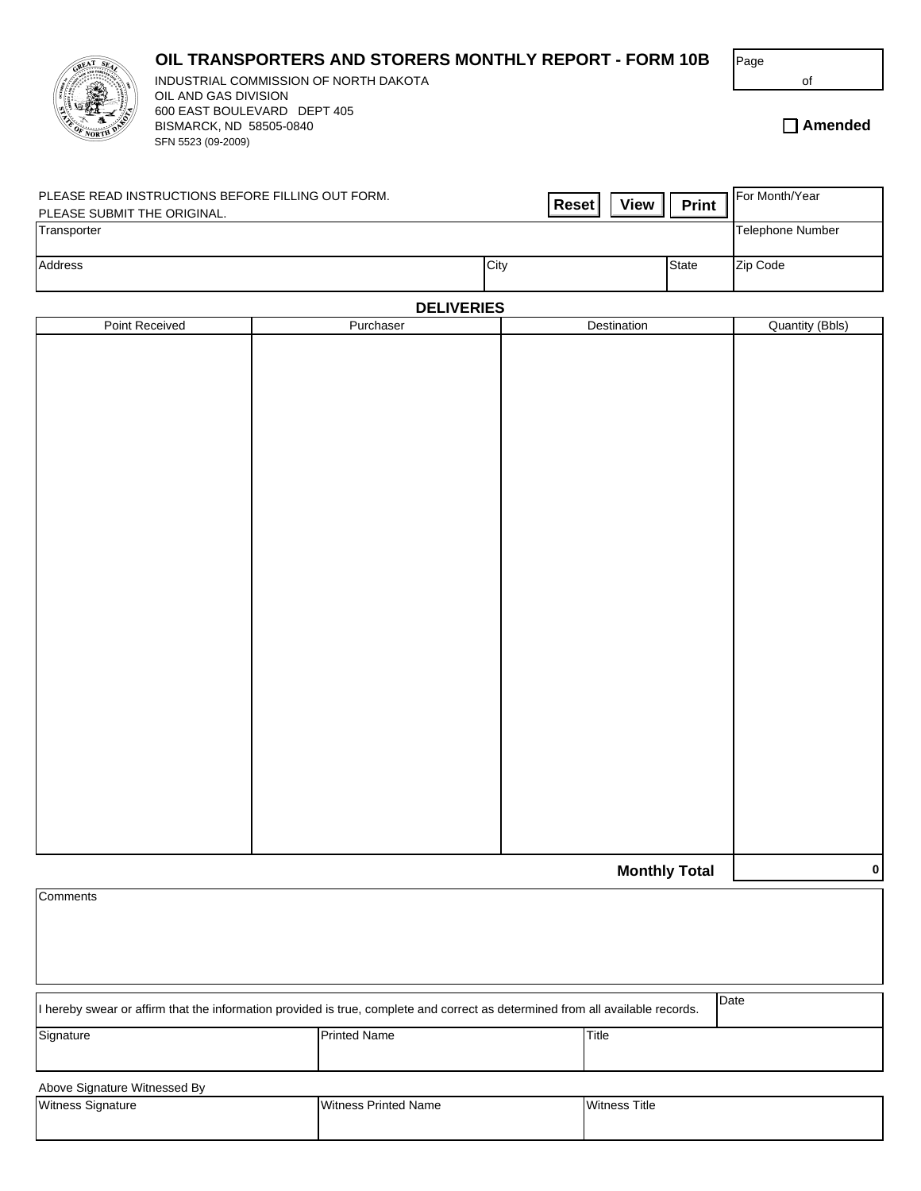# OIL TRANSPORTERS AND STORERS MONTHLY REPORT - FORM 10B

INDUSTRIAL COMMISSION OF NORTH DAKOTA
OIL AND GAS DIVISION
600 EAST BOULEVARD DEPT 405
BISMARCK, ND 58505-0840
SFN 5523 (09-2009)

Page of

☐ **Amended**

PLEASE READ INSTRUCTIONS BEFORE FILLING OUT FORM.
PLEASE SUBMIT THE ORIGINAL.

**Reset** **View** **Print**

| For Month/Year | | | |
|---|---|---|---|
| Transporter | | | Telephone Number |
| Address | City | State | Zip Code |

## DELIVERIES

| Point Received | Purchaser | Destination | Quantity (Bbls) |
|---|---|---|---|
| | | | |
| | | **Monthly Total** | 0 |

Comments

I hereby swear or affirm that the information provided is true, complete and correct as determined from all available records.

| Date | | |
|---|---|---|
| Signature | Printed Name | Title |

Above Signature Witnessed By

| Witness Signature | Witness Printed Name | Witness Title |
|---|---|---|
| | | |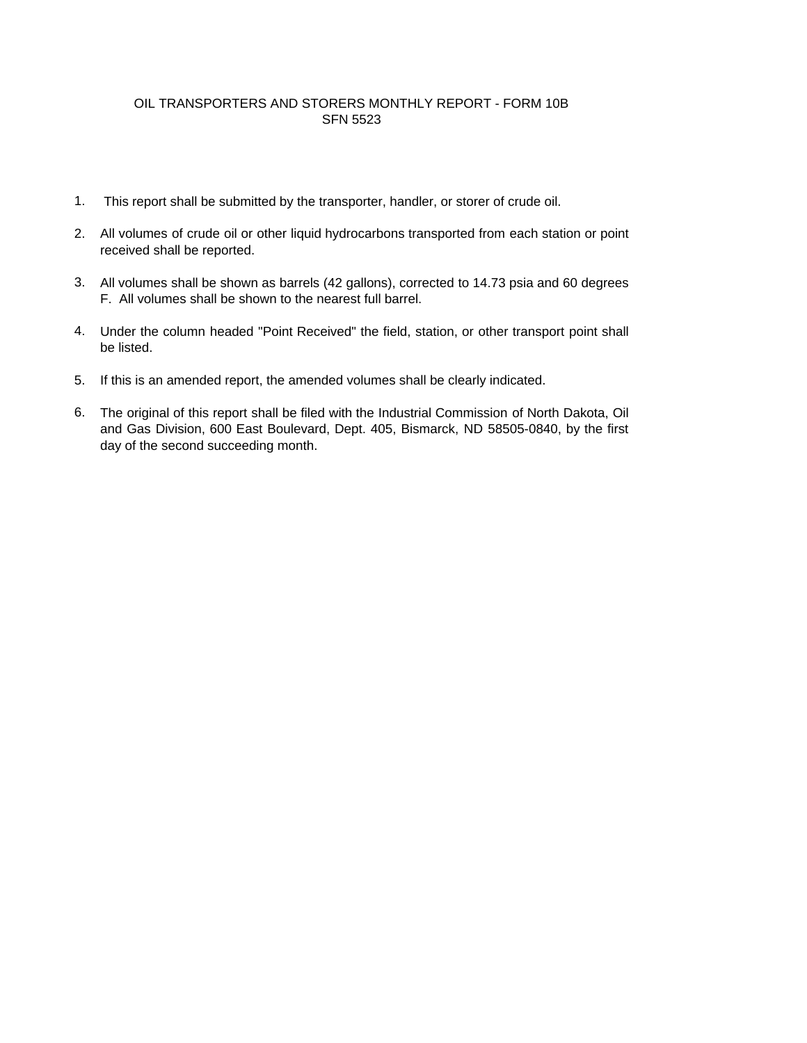# OIL TRANSPORTERS AND STORERS MONTHLY REPORT - FORM 10B

## SFN 5523

1. This report shall be submitted by the transporter, handler, or storer of crude oil.
2. All volumes of crude oil or other liquid hydrocarbons transported from each station or point received shall be reported.
3. All volumes shall be shown as barrels (42 gallons), corrected to 14.73 psia and 60 degrees F. All volumes shall be shown to the nearest full barrel.
4. Under the column headed "Point Received" the field, station, or other transport point shall be listed.
5. If this is an amended report, the amended volumes shall be clearly indicated.
6. The original of this report shall be filed with the Industrial Commission of North Dakota, Oil and Gas Division, 600 East Boulevard, Dept. 405, Bismarck, ND 58505-0840, by the first day of the second succeeding month.